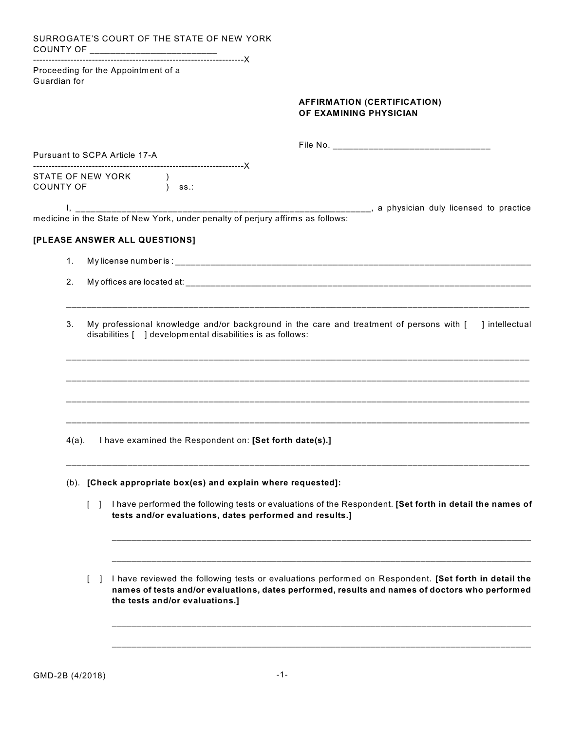SURROGATE'S COURT OF THE STATE OF NEW YORK
COUNTY OF ________________________

--------------------------------------------------------------------X

Proceeding for the Appointment of a Guardian for

**AFFIRMATION (CERTIFICATION) OF EXAMINING PHYSICIAN**

File No. ______________________________

Pursuant to SCPA Article 17-A

--------------------------------------------------------------------X

STATE OF NEW YORK )
COUNTY OF ) ss.:

I, ____________________________________________________________, a physician duly licensed to practice medicine in the State of New York, under penalty of perjury affirms as follows:

**[PLEASE ANSWER ALL QUESTIONS]**

1. My license number is : ______________________________________________________________________

2. My offices are located at: ____________________________________________________________________

   ______________________________________________________________________________________________

3. My professional knowledge and/or background in the care and treatment of persons with [ ] intellectual disabilities [ ] developmental disabilities is as follows:

   ______________________________________________________________________________________________

   ______________________________________________________________________________________________

   ______________________________________________________________________________________________

   ______________________________________________________________________________________________

4(a). I have examined the Respondent on: **[Set forth date(s).]**

   ______________________________________________________________________________________________

(b). **[Check appropriate box(es) and explain where requested]:**

   [ ] I have performed the following tests or evaluations of the Respondent. **[Set forth in detail the names of tests and/or evaluations, dates performed and results.]**

   ______________________________________________________________________________________________

   ______________________________________________________________________________________________

   [ ] I have reviewed the following tests or evaluations performed on Respondent. **[Set forth in detail the names of tests and/or evaluations, dates performed, results and names of doctors who performed the tests and/or evaluations.]**

   ______________________________________________________________________________________________

   ______________________________________________________________________________________________

GMD-2B (4/2018)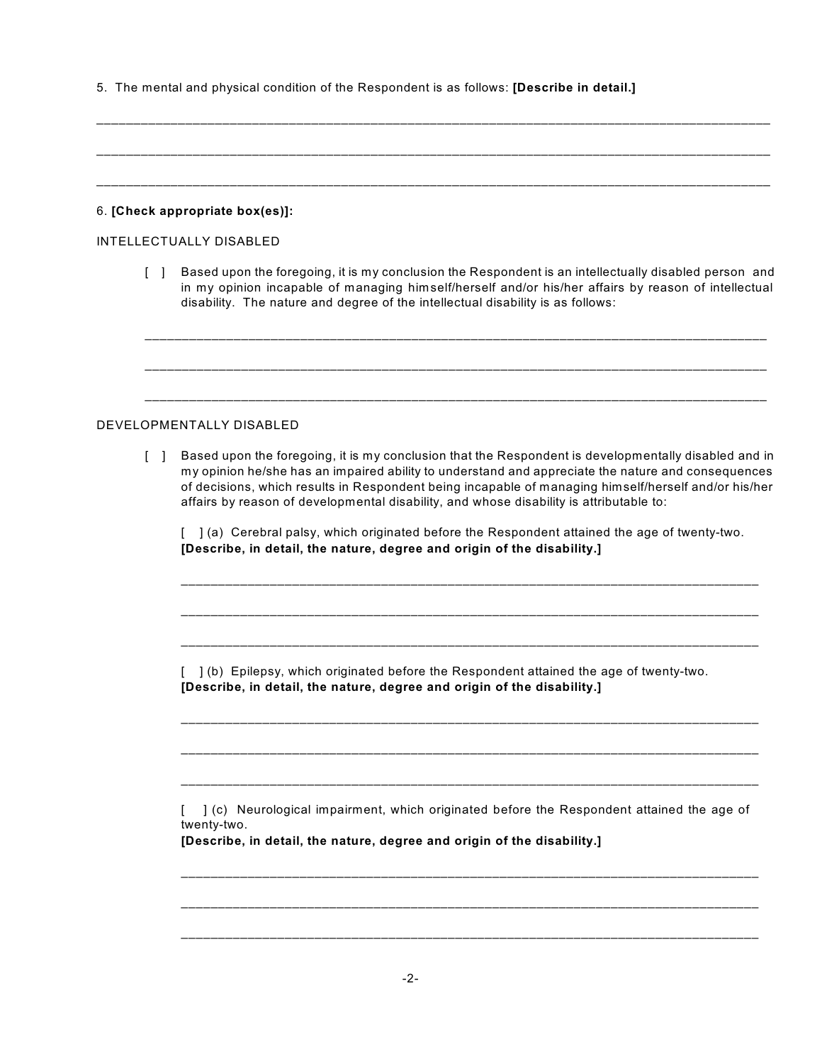5. The mental and physical condition of the Respondent is as follows: **[Describe in detail.]**

\_\_\_\_\_\_\_\_\_\_\_\_\_\_\_\_\_\_\_\_\_\_\_\_\_\_\_\_\_\_\_\_\_\_\_\_\_\_\_\_\_\_\_\_\_\_\_\_\_\_\_\_\_\_\_\_\_\_\_\_\_\_\_\_\_\_\_\_\_\_\_\_\_\_\_\_\_\_

\_\_\_\_\_\_\_\_\_\_\_\_\_\_\_\_\_\_\_\_\_\_\_\_\_\_\_\_\_\_\_\_\_\_\_\_\_\_\_\_\_\_\_\_\_\_\_\_\_\_\_\_\_\_\_\_\_\_\_\_\_\_\_\_\_\_\_\_\_\_\_\_\_\_\_\_\_\_

\_\_\_\_\_\_\_\_\_\_\_\_\_\_\_\_\_\_\_\_\_\_\_\_\_\_\_\_\_\_\_\_\_\_\_\_\_\_\_\_\_\_\_\_\_\_\_\_\_\_\_\_\_\_\_\_\_\_\_\_\_\_\_\_\_\_\_\_\_\_\_\_\_\_\_\_\_\_

6. **[Check appropriate box(es)]:**

INTELLECTUALLY DISABLED

[ ] Based upon the foregoing, it is my conclusion the Respondent is an intellectually disabled person and in my opinion incapable of managing himself/herself and/or his/her affairs by reason of intellectual disability. The nature and degree of the intellectual disability is as follows:

\_\_\_\_\_\_\_\_\_\_\_\_\_\_\_\_\_\_\_\_\_\_\_\_\_\_\_\_\_\_\_\_\_\_\_\_\_\_\_\_\_\_\_\_\_\_\_\_\_\_\_\_\_\_\_\_\_\_\_\_\_\_\_\_\_\_\_\_\_\_\_\_\_\_

\_\_\_\_\_\_\_\_\_\_\_\_\_\_\_\_\_\_\_\_\_\_\_\_\_\_\_\_\_\_\_\_\_\_\_\_\_\_\_\_\_\_\_\_\_\_\_\_\_\_\_\_\_\_\_\_\_\_\_\_\_\_\_\_\_\_\_\_\_\_\_\_\_\_

\_\_\_\_\_\_\_\_\_\_\_\_\_\_\_\_\_\_\_\_\_\_\_\_\_\_\_\_\_\_\_\_\_\_\_\_\_\_\_\_\_\_\_\_\_\_\_\_\_\_\_\_\_\_\_\_\_\_\_\_\_\_\_\_\_\_\_\_\_\_\_\_\_\_

DEVELOPMENTALLY DISABLED

[ ] Based upon the foregoing, it is my conclusion that the Respondent is developmentally disabled and in my opinion he/she has an impaired ability to understand and appreciate the nature and consequences of decisions, which results in Respondent being incapable of managing himself/herself and/or his/her affairs by reason of developmental disability, and whose disability is attributable to:

[ ] (a) Cerebral palsy, which originated before the Respondent attained the age of twenty-two.
**[Describe, in detail, the nature, degree and origin of the disability.]**

\_\_\_\_\_\_\_\_\_\_\_\_\_\_\_\_\_\_\_\_\_\_\_\_\_\_\_\_\_\_\_\_\_\_\_\_\_\_\_\_\_\_\_\_\_\_\_\_\_\_\_\_\_\_\_\_\_\_\_\_\_\_\_\_\_\_\_\_\_\_\_\_

\_\_\_\_\_\_\_\_\_\_\_\_\_\_\_\_\_\_\_\_\_\_\_\_\_\_\_\_\_\_\_\_\_\_\_\_\_\_\_\_\_\_\_\_\_\_\_\_\_\_\_\_\_\_\_\_\_\_\_\_\_\_\_\_\_\_\_\_\_\_\_\_

\_\_\_\_\_\_\_\_\_\_\_\_\_\_\_\_\_\_\_\_\_\_\_\_\_\_\_\_\_\_\_\_\_\_\_\_\_\_\_\_\_\_\_\_\_\_\_\_\_\_\_\_\_\_\_\_\_\_\_\_\_\_\_\_\_\_\_\_\_\_\_\_

[ ] (b) Epilepsy, which originated before the Respondent attained the age of twenty-two.
**[Describe, in detail, the nature, degree and origin of the disability.]**

\_\_\_\_\_\_\_\_\_\_\_\_\_\_\_\_\_\_\_\_\_\_\_\_\_\_\_\_\_\_\_\_\_\_\_\_\_\_\_\_\_\_\_\_\_\_\_\_\_\_\_\_\_\_\_\_\_\_\_\_\_\_\_\_\_\_\_\_\_\_\_\_

\_\_\_\_\_\_\_\_\_\_\_\_\_\_\_\_\_\_\_\_\_\_\_\_\_\_\_\_\_\_\_\_\_\_\_\_\_\_\_\_\_\_\_\_\_\_\_\_\_\_\_\_\_\_\_\_\_\_\_\_\_\_\_\_\_\_\_\_\_\_\_\_

\_\_\_\_\_\_\_\_\_\_\_\_\_\_\_\_\_\_\_\_\_\_\_\_\_\_\_\_\_\_\_\_\_\_\_\_\_\_\_\_\_\_\_\_\_\_\_\_\_\_\_\_\_\_\_\_\_\_\_\_\_\_\_\_\_\_\_\_\_\_\_\_

[ ] (c) Neurological impairment, which originated before the Respondent attained the age of twenty-two.
**[Describe, in detail, the nature, degree and origin of the disability.]**

\_\_\_\_\_\_\_\_\_\_\_\_\_\_\_\_\_\_\_\_\_\_\_\_\_\_\_\_\_\_\_\_\_\_\_\_\_\_\_\_\_\_\_\_\_\_\_\_\_\_\_\_\_\_\_\_\_\_\_\_\_\_\_\_\_\_\_\_\_\_\_\_

\_\_\_\_\_\_\_\_\_\_\_\_\_\_\_\_\_\_\_\_\_\_\_\_\_\_\_\_\_\_\_\_\_\_\_\_\_\_\_\_\_\_\_\_\_\_\_\_\_\_\_\_\_\_\_\_\_\_\_\_\_\_\_\_\_\_\_\_\_\_\_\_

\_\_\_\_\_\_\_\_\_\_\_\_\_\_\_\_\_\_\_\_\_\_\_\_\_\_\_\_\_\_\_\_\_\_\_\_\_\_\_\_\_\_\_\_\_\_\_\_\_\_\_\_\_\_\_\_\_\_\_\_\_\_\_\_\_\_\_\_\_\_\_\_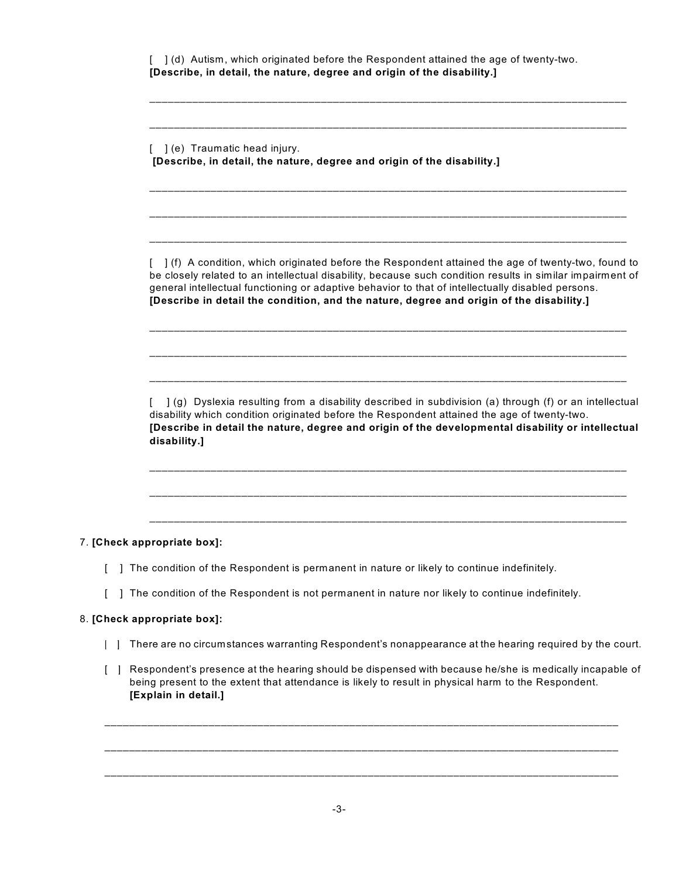[ ] (d) Autism, which originated before the Respondent attained the age of twenty-two.
**[Describe, in detail, the nature, degree and origin of the disability.]**

______________________________________________________________________________

______________________________________________________________________________

[ ] (e) Traumatic head injury.
**[Describe, in detail, the nature, degree and origin of the disability.]**

______________________________________________________________________________

______________________________________________________________________________

______________________________________________________________________________

[ ] (f) A condition, which originated before the Respondent attained the age of twenty-two, found to be closely related to an intellectual disability, because such condition results in similar impairment of general intellectual functioning or adaptive behavior to that of intellectually disabled persons.
**[Describe in detail the condition, and the nature, degree and origin of the disability.]**

______________________________________________________________________________

______________________________________________________________________________

______________________________________________________________________________

[ ] (g) Dyslexia resulting from a disability described in subdivision (a) through (f) or an intellectual disability which condition originated before the Respondent attained the age of twenty-two.
**[Describe in detail the nature, degree and origin of the developmental disability or intellectual disability.]**

______________________________________________________________________________

______________________________________________________________________________

______________________________________________________________________________

7. **[Check appropriate box]:**

   [ ] The condition of the Respondent is permanent in nature or likely to continue indefinitely.

   [ ] The condition of the Respondent is not permanent in nature nor likely to continue indefinitely.

8. **[Check appropriate box]:**

   [ ] There are no circumstances warranting Respondent's nonappearance at the hearing required by the court.

   [ ] Respondent's presence at the hearing should be dispensed with because he/she is medically incapable of being present to the extent that attendance is likely to result in physical harm to the Respondent.
   **[Explain in detail.]**

______________________________________________________________________________

______________________________________________________________________________

______________________________________________________________________________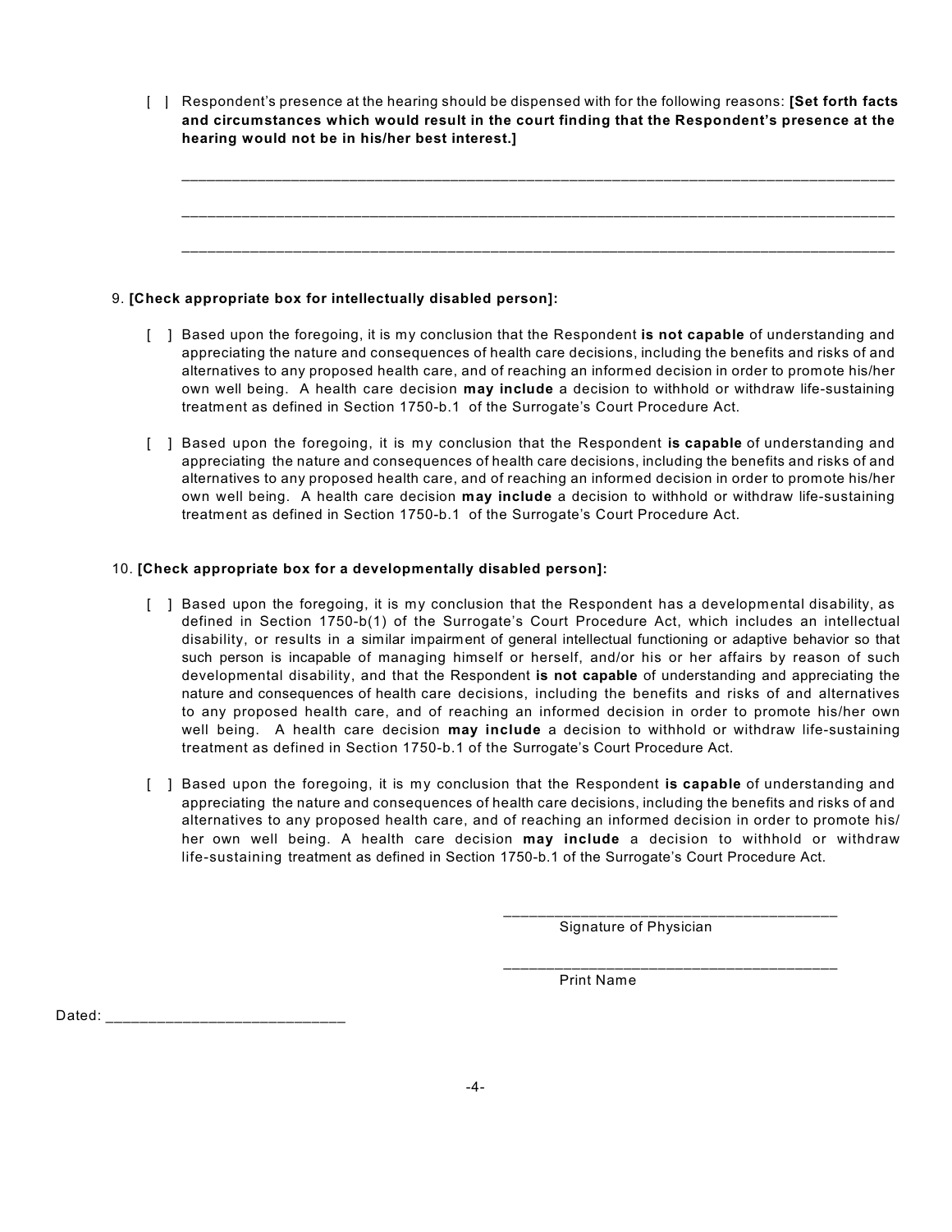[ ] Respondent's presence at the hearing should be dispensed with for the following reasons: **[Set forth facts and circumstances which would result in the court finding that the Respondent's presence at the hearing would not be in his/her best interest.]**

_______________________________________________________________________________

_______________________________________________________________________________

_______________________________________________________________________________

9. **[Check appropriate box for intellectually disabled person]:**

[ ] Based upon the foregoing, it is my conclusion that the Respondent **is not capable** of understanding and appreciating the nature and consequences of health care decisions, including the benefits and risks of and alternatives to any proposed health care, and of reaching an informed decision in order to promote his/her own well being. A health care decision **may include** a decision to withhold or withdraw life-sustaining treatment as defined in Section 1750-b.1 of the Surrogate's Court Procedure Act.

[ ] Based upon the foregoing, it is my conclusion that the Respondent **is capable** of understanding and appreciating the nature and consequences of health care decisions, including the benefits and risks of and alternatives to any proposed health care, and of reaching an informed decision in order to promote his/her own well being. A health care decision **may include** a decision to withhold or withdraw life-sustaining treatment as defined in Section 1750-b.1 of the Surrogate's Court Procedure Act.

10. **[Check appropriate box for a developmentally disabled person]:**

[ ] Based upon the foregoing, it is my conclusion that the Respondent has a developmental disability, as defined in Section 1750-b(1) of the Surrogate's Court Procedure Act, which includes an intellectual disability, or results in a similar impairment of general intellectual functioning or adaptive behavior so that such person is incapable of managing himself or herself, and/or his or her affairs by reason of such developmental disability, and that the Respondent **is not capable** of understanding and appreciating the nature and consequences of health care decisions, including the benefits and risks of and alternatives to any proposed health care, and of reaching an informed decision in order to promote his/her own well being. A health care decision **may include** a decision to withhold or withdraw life-sustaining treatment as defined in Section 1750-b.1 of the Surrogate's Court Procedure Act.

[ ] Based upon the foregoing, it is my conclusion that the Respondent **is capable** of understanding and appreciating the nature and consequences of health care decisions, including the benefits and risks of and alternatives to any proposed health care, and of reaching an informed decision in order to promote his/ her own well being. A health care decision **may include** a decision to withhold or withdraw life-sustaining treatment as defined in Section 1750-b.1 of the Surrogate's Court Procedure Act.

_______________________________________
Signature of Physician

_______________________________________
Print Name

Dated: ___________________________